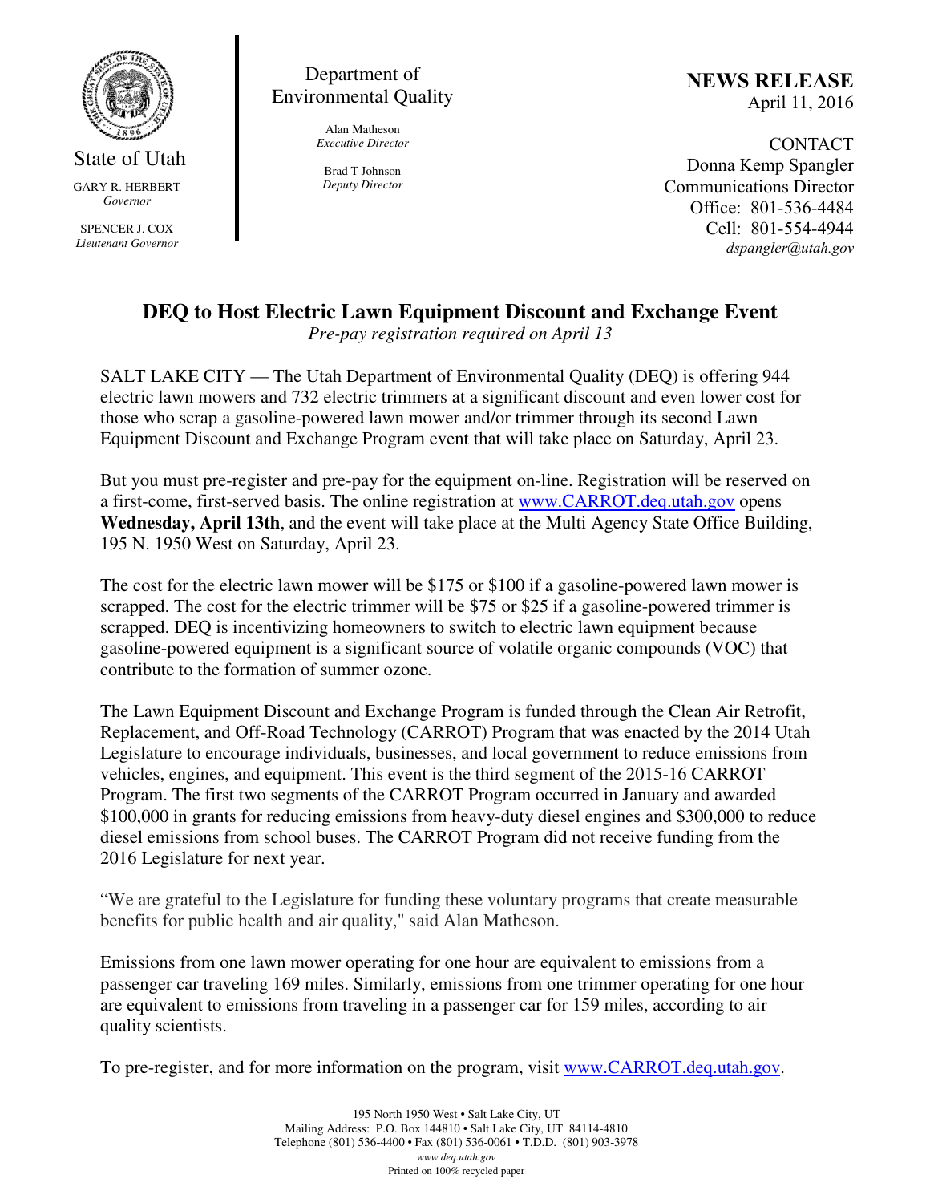State of Utah

GARY R. HERBERT
*Governor*

SPENCER J. COX
*Lieutenant Governor*

Department of Environmental Quality

Alan Matheson
*Executive Director*

Brad T Johnson
*Deputy Director*

**NEWS RELEASE**
April 11, 2016

CONTACT
Donna Kemp Spangler
Communications Director
Office: 801-536-4484
Cell: 801-554-4944
*dspangler@utah.gov*

# DEQ to Host Electric Lawn Equipment Discount and Exchange Event

*Pre-pay registration required on April 13*

SALT LAKE CITY — The Utah Department of Environmental Quality (DEQ) is offering 944 electric lawn mowers and 732 electric trimmers at a significant discount and even lower cost for those who scrap a gasoline-powered lawn mower and/or trimmer through its second Lawn Equipment Discount and Exchange Program event that will take place on Saturday, April 23.

But you must pre-register and pre-pay for the equipment on-line. Registration will be reserved on a first-come, first-served basis. The online registration at [www.CARROT.deq.utah.gov](http://www.CARROT.deq.utah.gov) opens **Wednesday, April 13th**, and the event will take place at the Multi Agency State Office Building, 195 N. 1950 West on Saturday, April 23.

The cost for the electric lawn mower will be $175 or $100 if a gasoline-powered lawn mower is scrapped. The cost for the electric trimmer will be $75 or $25 if a gasoline-powered trimmer is scrapped. DEQ is incentivizing homeowners to switch to electric lawn equipment because gasoline-powered equipment is a significant source of volatile organic compounds (VOC) that contribute to the formation of summer ozone.

The Lawn Equipment Discount and Exchange Program is funded through the Clean Air Retrofit, Replacement, and Off-Road Technology (CARROT) Program that was enacted by the 2014 Utah Legislature to encourage individuals, businesses, and local government to reduce emissions from vehicles, engines, and equipment. This event is the third segment of the 2015-16 CARROT Program. The first two segments of the CARROT Program occurred in January and awarded $100,000 in grants for reducing emissions from heavy-duty diesel engines and $300,000 to reduce diesel emissions from school buses. The CARROT Program did not receive funding from the 2016 Legislature for next year.

"We are grateful to the Legislature for funding these voluntary programs that create measurable benefits for public health and air quality," said Alan Matheson.

Emissions from one lawn mower operating for one hour are equivalent to emissions from a passenger car traveling 169 miles. Similarly, emissions from one trimmer operating for one hour are equivalent to emissions from traveling in a passenger car for 159 miles, according to air quality scientists.

To pre-register, and for more information on the program, visit [www.CARROT.deq.utah.gov](http://www.CARROT.deq.utah.gov).

195 North 1950 West • Salt Lake City, UT
Mailing Address: P.O. Box 144810 • Salt Lake City, UT 84114-4810
Telephone (801) 536-4400 • Fax (801) 536-0061 • T.D.D. (801) 903-3978
*www.deq.utah.gov*
Printed on 100% recycled paper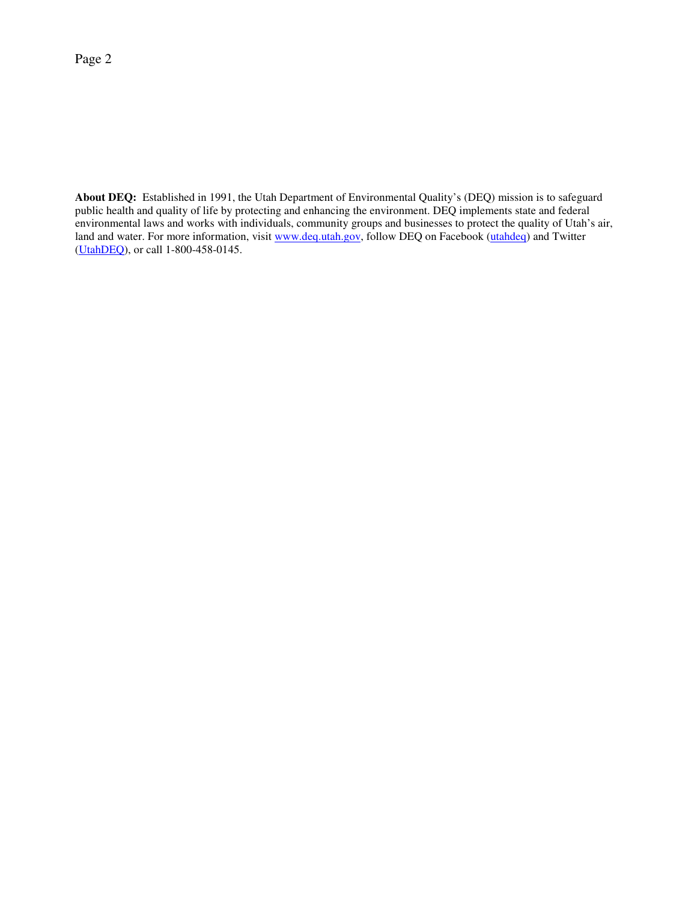**About DEQ:** Established in 1991, the Utah Department of Environmental Quality's (DEQ) mission is to safeguard public health and quality of life by protecting and enhancing the environment. DEQ implements state and federal environmental laws and works with individuals, community groups and businesses to protect the quality of Utah's air, land and water. For more information, visit www.deq.utah.gov, follow DEQ on Facebook (utahdeq) and Twitter (UtahDEQ), or call 1-800-458-0145.